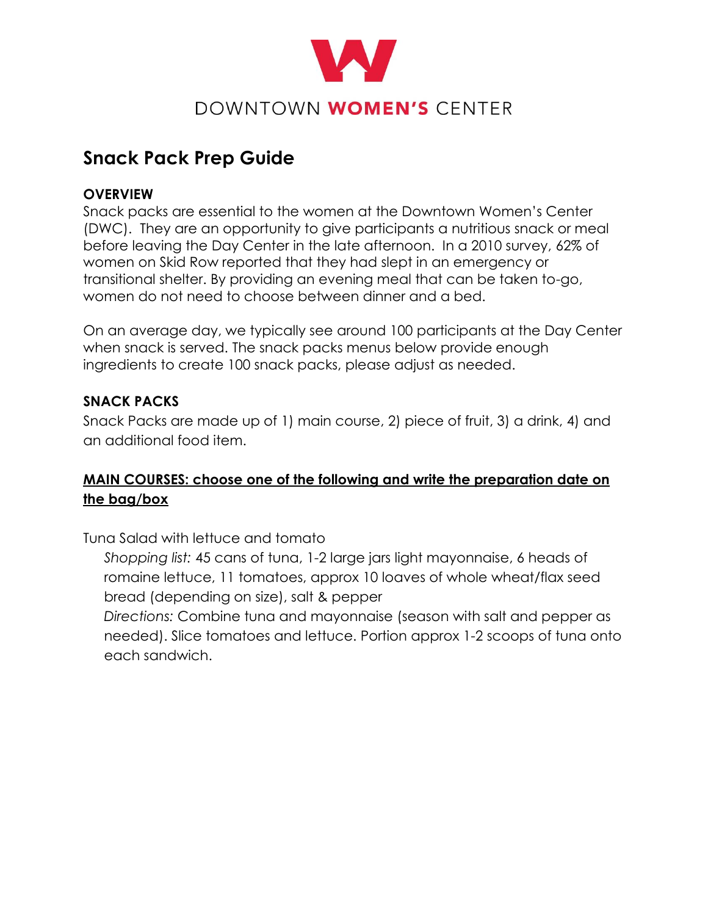DOWNTOWN **WOMEN'S** CENTER

# Snack Pack Prep Guide

### OVERVIEW

Snack packs are essential to the women at the Downtown Women's Center (DWC). They are an opportunity to give participants a nutritious snack or meal before leaving the Day Center in the late afternoon. In a 2010 survey, 62% of women on Skid Row reported that they had slept in an emergency or transitional shelter. By providing an evening meal that can be taken to-go, women do not need to choose between dinner and a bed.

On an average day, we typically see around 100 participants at the Day Center when snack is served. The snack packs menus below provide enough ingredients to create 100 snack packs, please adjust as needed.

### SNACK PACKS

Snack Packs are made up of 1) main course, 2) piece of fruit, 3) a drink, 4) and an additional food item.

### MAIN COURSES: choose one of the following and write the preparation date on the bag/box

Tuna Salad with lettuce and tomato

*Shopping list:* 45 cans of tuna, 1-2 large jars light mayonnaise, 6 heads of romaine lettuce, 11 tomatoes, approx 10 loaves of whole wheat/flax seed bread (depending on size), salt & pepper

*Directions:* Combine tuna and mayonnaise (season with salt and pepper as needed). Slice tomatoes and lettuce. Portion approx 1-2 scoops of tuna onto each sandwich.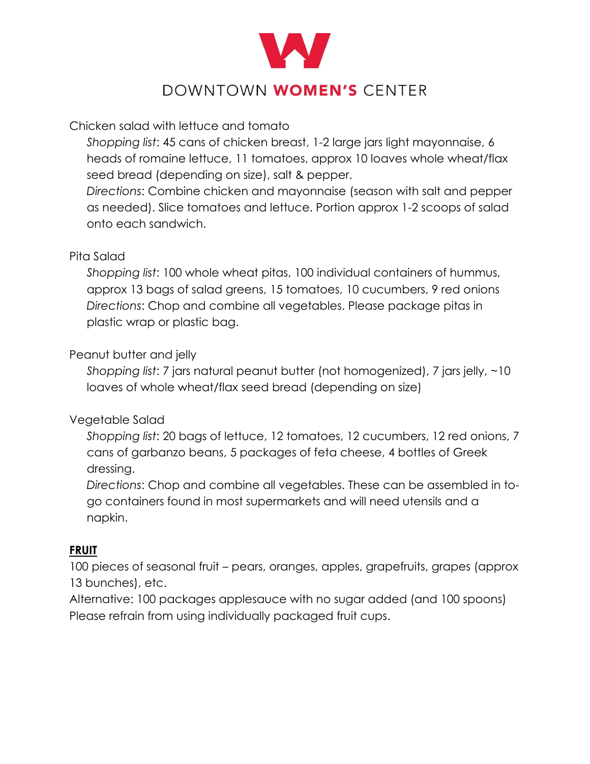Chicken salad with lettuce and tomato

*Shopping list*: 45 cans of chicken breast, 1-2 large jars light mayonnaise, 6 heads of romaine lettuce, 11 tomatoes, approx 10 loaves whole wheat/flax seed bread (depending on size), salt & pepper.

*Directions*: Combine chicken and mayonnaise (season with salt and pepper as needed). Slice tomatoes and lettuce. Portion approx 1-2 scoops of salad onto each sandwich.

Pita Salad

*Shopping list*: 100 whole wheat pitas, 100 individual containers of hummus, approx 13 bags of salad greens, 15 tomatoes, 10 cucumbers, 9 red onions

*Directions*: Chop and combine all vegetables. Please package pitas in plastic wrap or plastic bag.

Peanut butter and jelly

*Shopping list*: 7 jars natural peanut butter (not homogenized), 7 jars jelly, ~10 loaves of whole wheat/flax seed bread (depending on size)

Vegetable Salad

*Shopping list*: 20 bags of lettuce, 12 tomatoes, 12 cucumbers, 12 red onions, 7 cans of garbanzo beans, 5 packages of feta cheese, 4 bottles of Greek dressing.

*Directions*: Chop and combine all vegetables. These can be assembled in to-go containers found in most supermarkets and will need utensils and a napkin.

**FRUIT**

100 pieces of seasonal fruit – pears, oranges, apples, grapefruits, grapes (approx 13 bunches), etc.

Alternative: 100 packages applesauce with no sugar added (and 100 spoons)

Please refrain from using individually packaged fruit cups.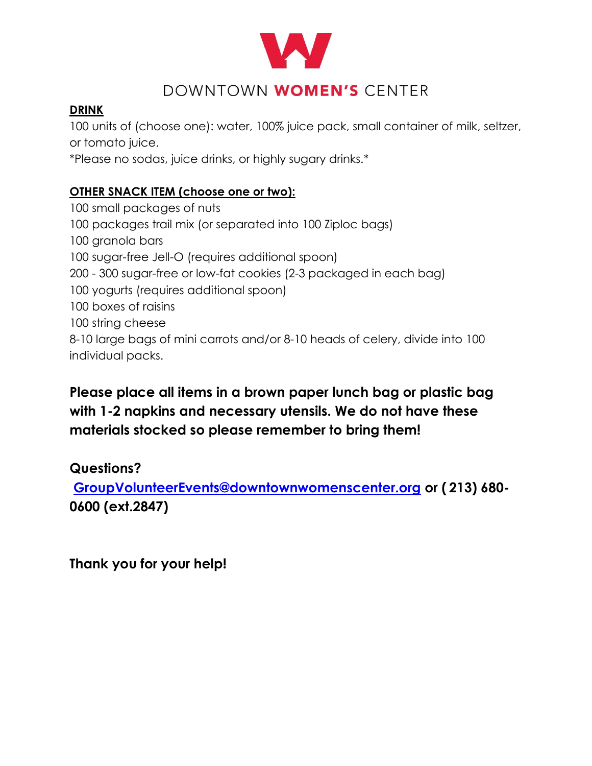DOWNTOWN **WOMEN'S** CENTER

**DRINK**

100 units of (choose one): water, 100% juice pack, small container of milk, seltzer, or tomato juice.

*Please no sodas, juice drinks, or highly sugary drinks.*

**OTHER SNACK ITEM (choose one or two):**

100 small packages of nuts
100 packages trail mix (or separated into 100 Ziploc bags)
100 granola bars
100 sugar-free Jell-O (requires additional spoon)
200 - 300 sugar-free or low-fat cookies (2-3 packaged in each bag)
100 yogurts (requires additional spoon)
100 boxes of raisins
100 string cheese
8-10 large bags of mini carrots and/or 8-10 heads of celery, divide into 100 individual packs.

**Please place all items in a brown paper lunch bag or plastic bag with 1-2 napkins and necessary utensils. We do not have these materials stocked so please remember to bring them!**

**Questions?**

**GroupVolunteerEvents@downtownwomenscenter.org or ( 213) 680-0600 (ext.2847)**

**Thank you for your help!**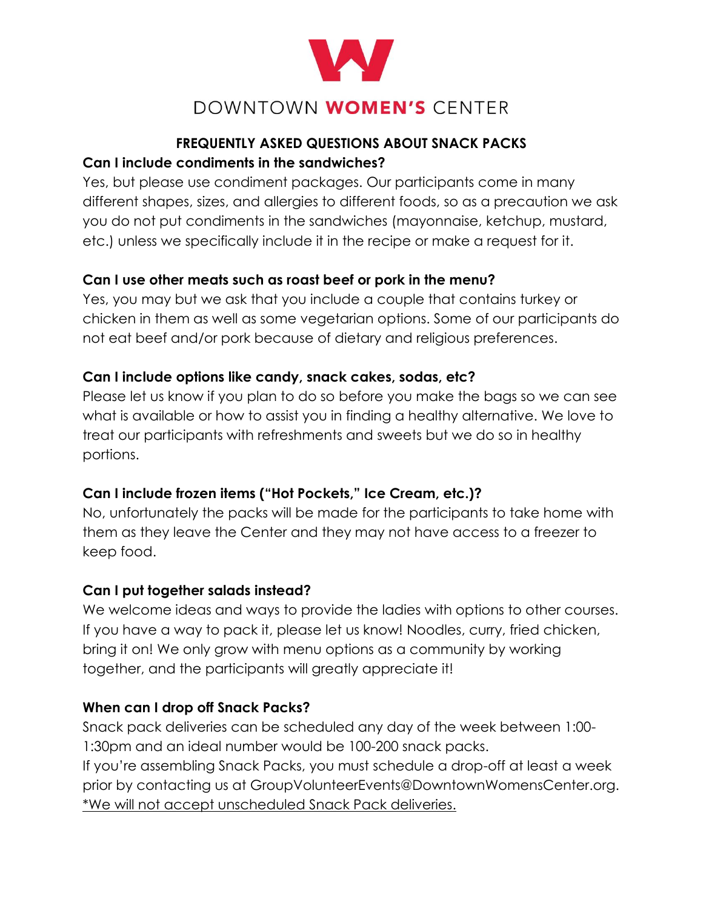DOWNTOWN **WOMEN'S** CENTER

## FREQUENTLY ASKED QUESTIONS ABOUT SNACK PACKS

**Can I include condiments in the sandwiches?**

Yes, but please use condiment packages. Our participants come in many different shapes, sizes, and allergies to different foods, so as a precaution we ask you do not put condiments in the sandwiches (mayonnaise, ketchup, mustard, etc.) unless we specifically include it in the recipe or make a request for it.

**Can I use other meats such as roast beef or pork in the menu?**

Yes, you may but we ask that you include a couple that contains turkey or chicken in them as well as some vegetarian options. Some of our participants do not eat beef and/or pork because of dietary and religious preferences.

**Can I include options like candy, snack cakes, sodas, etc?**

Please let us know if you plan to do so before you make the bags so we can see what is available or how to assist you in finding a healthy alternative. We love to treat our participants with refreshments and sweets but we do so in healthy portions.

**Can I include frozen items ("Hot Pockets," Ice Cream, etc.)?**

No, unfortunately the packs will be made for the participants to take home with them as they leave the Center and they may not have access to a freezer to keep food.

**Can I put together salads instead?**

We welcome ideas and ways to provide the ladies with options to other courses. If you have a way to pack it, please let us know! Noodles, curry, fried chicken, bring it on! We only grow with menu options as a community by working together, and the participants will greatly appreciate it!

**When can I drop off Snack Packs?**

Snack pack deliveries can be scheduled any day of the week between 1:00-1:30pm and an ideal number would be 100-200 snack packs.

If you're assembling Snack Packs, you must schedule a drop-off at least a week prior by contacting us at GroupVolunteerEvents@DowntownWomensCenter.org.

<u>*We will not accept unscheduled Snack Pack deliveries.</u>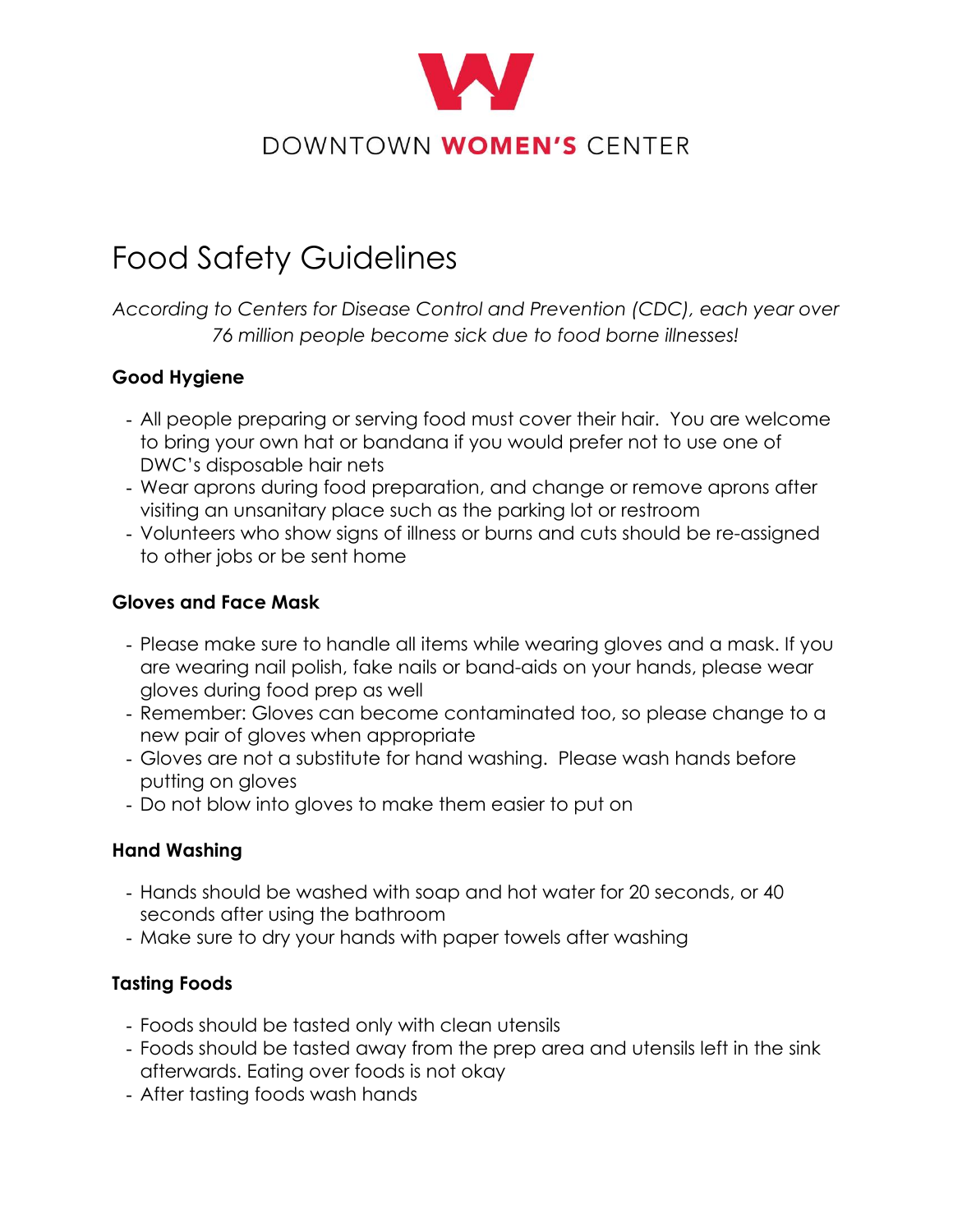DOWNTOWN **WOMEN'S** CENTER

# Food Safety Guidelines

*According to Centers for Disease Control and Prevention (CDC), each year over 76 million people become sick due to food borne illnesses!*

**Good Hygiene**

- All people preparing or serving food must cover their hair. You are welcome to bring your own hat or bandana if you would prefer not to use one of DWC's disposable hair nets
- Wear aprons during food preparation, and change or remove aprons after visiting an unsanitary place such as the parking lot or restroom
- Volunteers who show signs of illness or burns and cuts should be re-assigned to other jobs or be sent home

**Gloves and Face Mask**

- Please make sure to handle all items while wearing gloves and a mask. If you are wearing nail polish, fake nails or band-aids on your hands, please wear gloves during food prep as well
- Remember: Gloves can become contaminated too, so please change to a new pair of gloves when appropriate
- Gloves are not a substitute for hand washing. Please wash hands before putting on gloves
- Do not blow into gloves to make them easier to put on

**Hand Washing**

- Hands should be washed with soap and hot water for 20 seconds, or 40 seconds after using the bathroom
- Make sure to dry your hands with paper towels after washing

**Tasting Foods**

- Foods should be tasted only with clean utensils
- Foods should be tasted away from the prep area and utensils left in the sink afterwards. Eating over foods is not okay
- After tasting foods wash hands